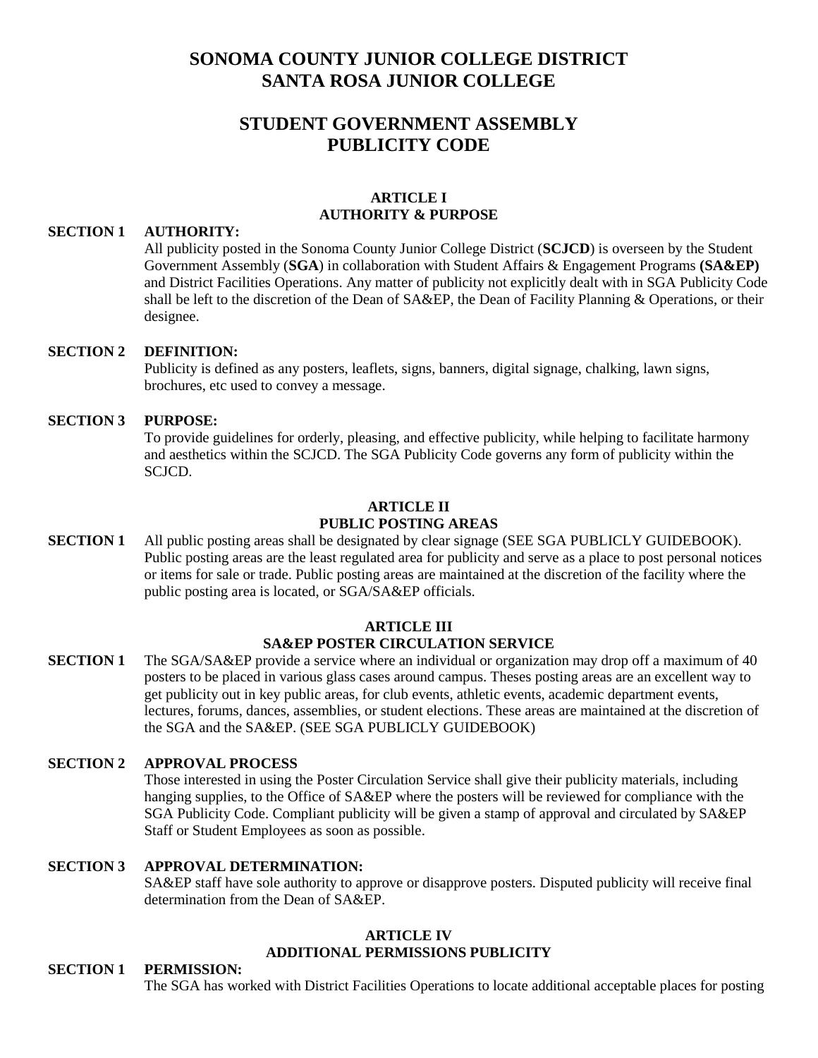# SONOMA COUNTY JUNIOR COLLEGE DISTRICT
# SANTA ROSA JUNIOR COLLEGE

## STUDENT GOVERNMENT ASSEMBLY
## PUBLICITY CODE

### ARTICLE I
### AUTHORITY & PURPOSE

**SECTION 1 AUTHORITY:**

All publicity posted in the Sonoma County Junior College District (**SCJCD**) is overseen by the Student Government Assembly (**SGA**) in collaboration with Student Affairs & Engagement Programs **(SA&EP)** and District Facilities Operations. Any matter of publicity not explicitly dealt with in SGA Publicity Code shall be left to the discretion of the Dean of SA&EP, the Dean of Facility Planning & Operations, or their designee.

**SECTION 2 DEFINITION:**

Publicity is defined as any posters, leaflets, signs, banners, digital signage, chalking, lawn signs, brochures, etc used to convey a message.

**SECTION 3 PURPOSE:**

To provide guidelines for orderly, pleasing, and effective publicity, while helping to facilitate harmony and aesthetics within the SCJCD. The SGA Publicity Code governs any form of publicity within the SCJCD.

### ARTICLE II
### PUBLIC POSTING AREAS

**SECTION 1** All public posting areas shall be designated by clear signage (SEE SGA PUBLICLY GUIDEBOOK). Public posting areas are the least regulated area for publicity and serve as a place to post personal notices or items for sale or trade. Public posting areas are maintained at the discretion of the facility where the public posting area is located, or SGA/SA&EP officials.

### ARTICLE III
### SA&EP POSTER CIRCULATION SERVICE

**SECTION 1** The SGA/SA&EP provide a service where an individual or organization may drop off a maximum of 40 posters to be placed in various glass cases around campus. Theses posting areas are an excellent way to get publicity out in key public areas, for club events, athletic events, academic department events, lectures, forums, dances, assemblies, or student elections. These areas are maintained at the discretion of the SGA and the SA&EP. (SEE SGA PUBLICLY GUIDEBOOK)

**SECTION 2 APPROVAL PROCESS**

Those interested in using the Poster Circulation Service shall give their publicity materials, including hanging supplies, to the Office of SA&EP where the posters will be reviewed for compliance with the SGA Publicity Code. Compliant publicity will be given a stamp of approval and circulated by SA&EP Staff or Student Employees as soon as possible.

**SECTION 3 APPROVAL DETERMINATION:**

SA&EP staff have sole authority to approve or disapprove posters. Disputed publicity will receive final determination from the Dean of SA&EP.

### ARTICLE IV
### ADDITIONAL PERMISSIONS PUBLICITY

**SECTION 1 PERMISSION:**

The SGA has worked with District Facilities Operations to locate additional acceptable places for posting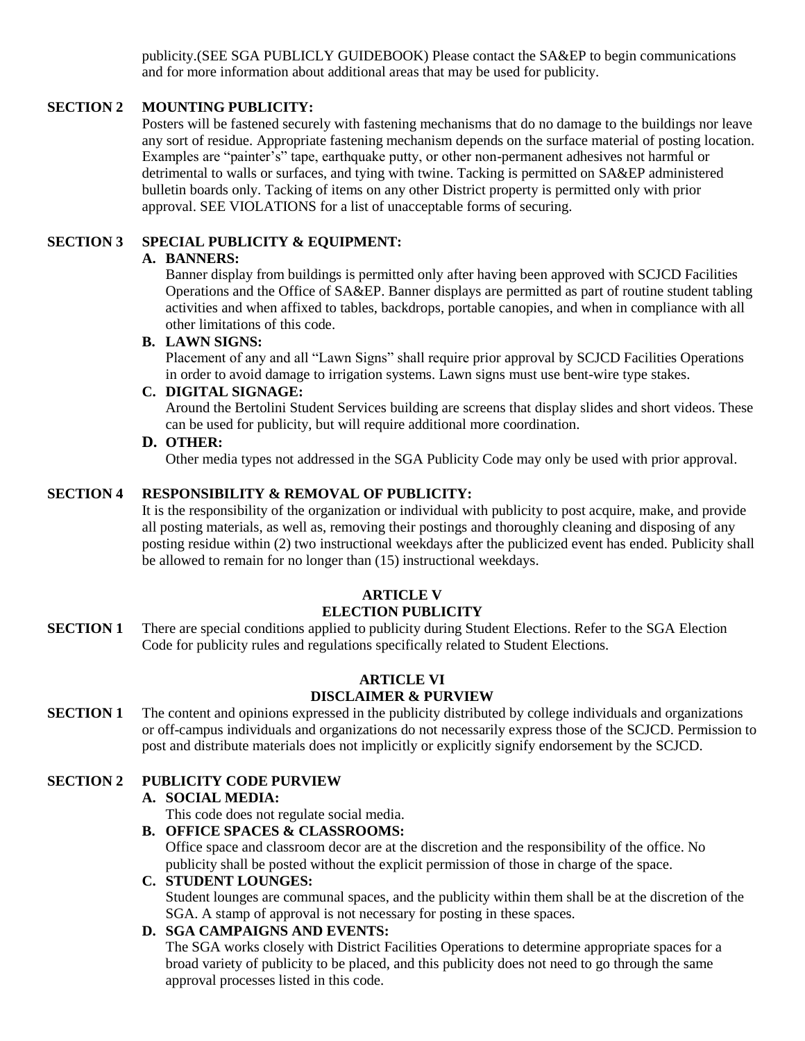publicity.(SEE SGA PUBLICLY GUIDEBOOK) Please contact the SA&EP to begin communications and for more information about additional areas that may be used for publicity.

**SECTION 2 MOUNTING PUBLICITY:**

Posters will be fastened securely with fastening mechanisms that do no damage to the buildings nor leave any sort of residue. Appropriate fastening mechanism depends on the surface material of posting location. Examples are "painter's" tape, earthquake putty, or other non-permanent adhesives not harmful or detrimental to walls or surfaces, and tying with twine. Tacking is permitted on SA&EP administered bulletin boards only. Tacking of items on any other District property is permitted only with prior approval. SEE VIOLATIONS for a list of unacceptable forms of securing.

**SECTION 3 SPECIAL PUBLICITY & EQUIPMENT:**

**A. BANNERS:**

Banner display from buildings is permitted only after having been approved with SCJCD Facilities Operations and the Office of SA&EP. Banner displays are permitted as part of routine student tabling activities and when affixed to tables, backdrops, portable canopies, and when in compliance with all other limitations of this code.

**B. LAWN SIGNS:**

Placement of any and all "Lawn Signs" shall require prior approval by SCJCD Facilities Operations in order to avoid damage to irrigation systems. Lawn signs must use bent-wire type stakes.

**C. DIGITAL SIGNAGE:**

Around the Bertolini Student Services building are screens that display slides and short videos. These can be used for publicity, but will require additional more coordination.

**D. OTHER:**

Other media types not addressed in the SGA Publicity Code may only be used with prior approval.

**SECTION 4 RESPONSIBILITY & REMOVAL OF PUBLICITY:**

It is the responsibility of the organization or individual with publicity to post acquire, make, and provide all posting materials, as well as, removing their postings and thoroughly cleaning and disposing of any posting residue within (2) two instructional weekdays after the publicized event has ended. Publicity shall be allowed to remain for no longer than (15) instructional weekdays.

## ARTICLE V
## ELECTION PUBLICITY

**SECTION 1** There are special conditions applied to publicity during Student Elections. Refer to the SGA Election Code for publicity rules and regulations specifically related to Student Elections.

## ARTICLE VI
## DISCLAIMER & PURVIEW

**SECTION 1** The content and opinions expressed in the publicity distributed by college individuals and organizations or off-campus individuals and organizations do not necessarily express those of the SCJCD. Permission to post and distribute materials does not implicitly or explicitly signify endorsement by the SCJCD.

**SECTION 2 PUBLICITY CODE PURVIEW**

**A. SOCIAL MEDIA:**

This code does not regulate social media.

**B. OFFICE SPACES & CLASSROOMS:**

Office space and classroom decor are at the discretion and the responsibility of the office. No publicity shall be posted without the explicit permission of those in charge of the space.

**C. STUDENT LOUNGES:**

Student lounges are communal spaces, and the publicity within them shall be at the discretion of the SGA. A stamp of approval is not necessary for posting in these spaces.

**D. SGA CAMPAIGNS AND EVENTS:**

The SGA works closely with District Facilities Operations to determine appropriate spaces for a broad variety of publicity to be placed, and this publicity does not need to go through the same approval processes listed in this code.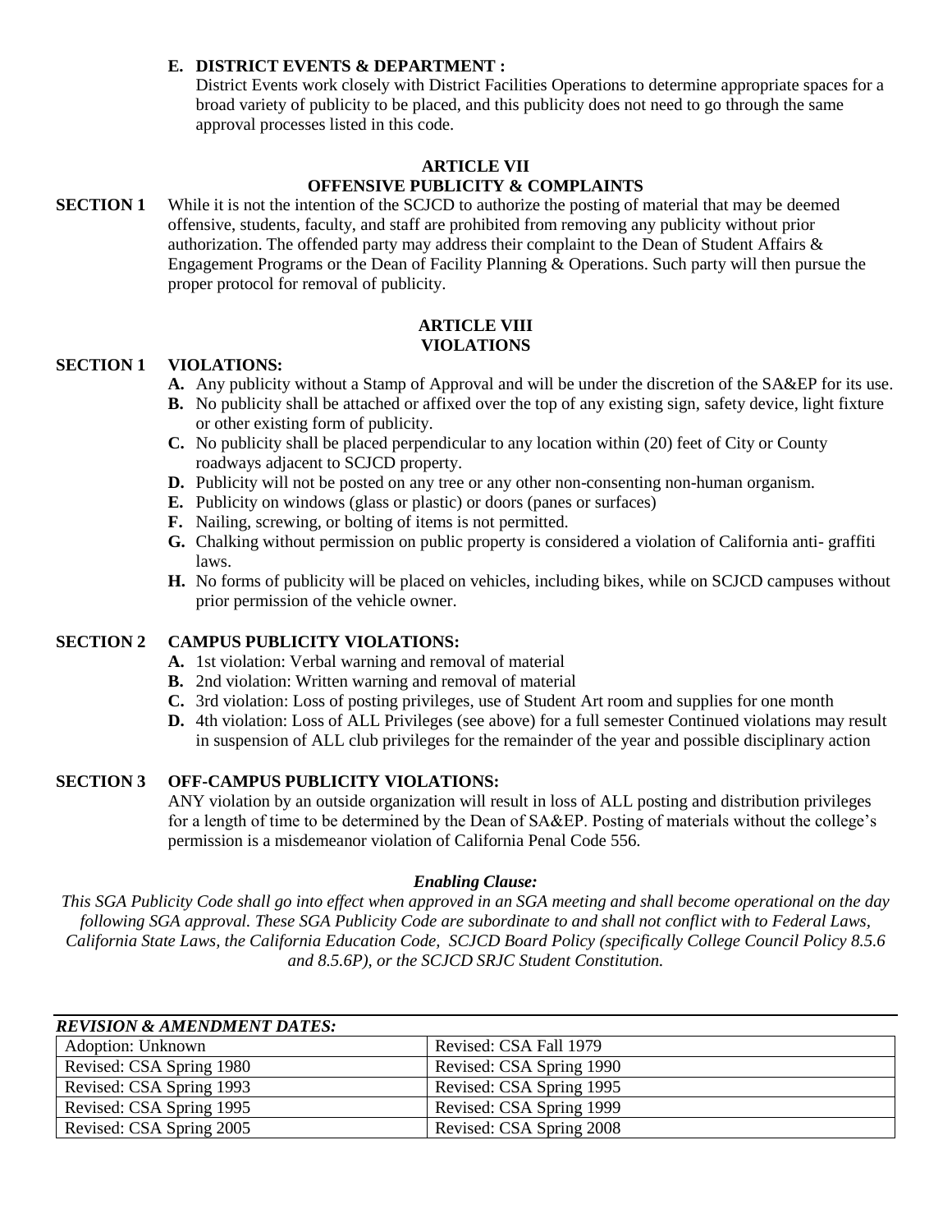**E. DISTRICT EVENTS & DEPARTMENT :**
District Events work closely with District Facilities Operations to determine appropriate spaces for a broad variety of publicity to be placed, and this publicity does not need to go through the same approval processes listed in this code.

## ARTICLE VII
## OFFENSIVE PUBLICITY & COMPLAINTS

**SECTION 1** While it is not the intention of the SCJCD to authorize the posting of material that may be deemed offensive, students, faculty, and staff are prohibited from removing any publicity without prior authorization. The offended party may address their complaint to the Dean of Student Affairs & Engagement Programs or the Dean of Facility Planning & Operations. Such party will then pursue the proper protocol for removal of publicity.

## ARTICLE VIII
## VIOLATIONS

**SECTION 1 VIOLATIONS:**

- **A.** Any publicity without a Stamp of Approval and will be under the discretion of the SA&EP for its use.
- **B.** No publicity shall be attached or affixed over the top of any existing sign, safety device, light fixture or other existing form of publicity.
- **C.** No publicity shall be placed perpendicular to any location within (20) feet of City or County roadways adjacent to SCJCD property.
- **D.** Publicity will not be posted on any tree or any other non-consenting non-human organism.
- **E.** Publicity on windows (glass or plastic) or doors (panes or surfaces)
- **F.** Nailing, screwing, or bolting of items is not permitted.
- **G.** Chalking without permission on public property is considered a violation of California anti- graffiti laws.
- **H.** No forms of publicity will be placed on vehicles, including bikes, while on SCJCD campuses without prior permission of the vehicle owner.

**SECTION 2 CAMPUS PUBLICITY VIOLATIONS:**

- **A.** 1st violation: Verbal warning and removal of material
- **B.** 2nd violation: Written warning and removal of material
- **C.** 3rd violation: Loss of posting privileges, use of Student Art room and supplies for one month
- **D.** 4th violation: Loss of ALL Privileges (see above) for a full semester Continued violations may result in suspension of ALL club privileges for the remainder of the year and possible disciplinary action

**SECTION 3 OFF-CAMPUS PUBLICITY VIOLATIONS:**
ANY violation by an outside organization will result in loss of ALL posting and distribution privileges for a length of time to be determined by the Dean of SA&EP. Posting of materials without the college's permission is a misdemeanor violation of California Penal Code 556.

***Enabling Clause:***
*This SGA Publicity Code shall go into effect when approved in an SGA meeting and shall become operational on the day following SGA approval. These SGA Publicity Code are subordinate to and shall not conflict with to Federal Laws, California State Laws, the California Education Code, SCJCD Board Policy (specifically College Council Policy 8.5.6 and 8.5.6P), or the SCJCD SRJC Student Constitution.*

***REVISION & AMENDMENT DATES:***

| | |
|---|---|
| Adoption: Unknown | Revised: CSA Fall 1979 |
| Revised: CSA Spring 1980 | Revised: CSA Spring 1990 |
| Revised: CSA Spring 1993 | Revised: CSA Spring 1995 |
| Revised: CSA Spring 1995 | Revised: CSA Spring 1999 |
| Revised: CSA Spring 2005 | Revised: CSA Spring 2008 |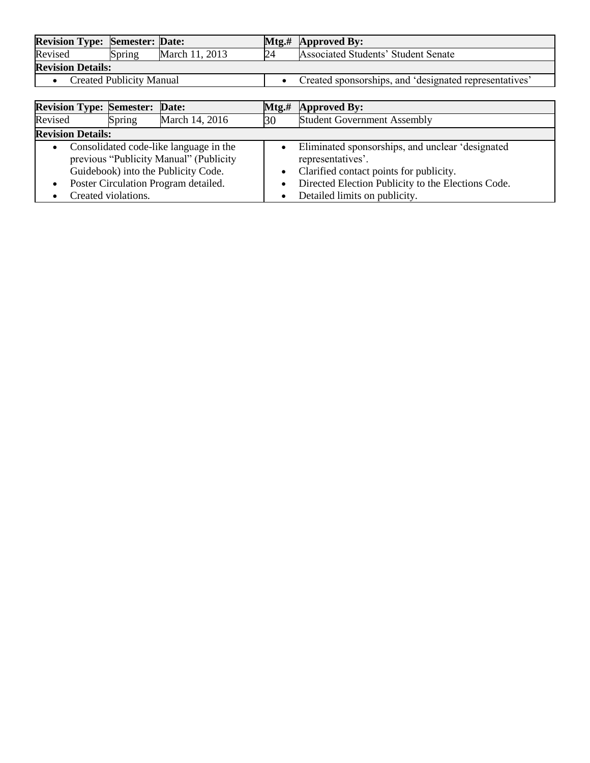| Revision Type: | Semester: | Date: | Mtg.# | Approved By: |
|---|---|---|---|---|
| Revised | Spring | March 11, 2013 | 24 | Associated Students' Student Senate |
| **Revision Details:** | | | | |
| • Created Publicity Manual | | | • Created sponsorships, and 'designated representatives' | |

| Revision Type: | Semester: | Date: | Mtg.# | Approved By: |
|---|---|---|---|---|
| Revised | Spring | March 14, 2016 | 30 | Student Government Assembly |
| **Revision Details:** | | | | |
| • Consolidated code-like language in the previous "Publicity Manual" (Publicity Guidebook) into the Publicity Code.<br>• Poster Circulation Program detailed.<br>• Created violations. | | | • Eliminated sponsorships, and unclear 'designated representatives'.<br>• Clarified contact points for publicity.<br>• Directed Election Publicity to the Elections Code.<br>• Detailed limits on publicity. | |